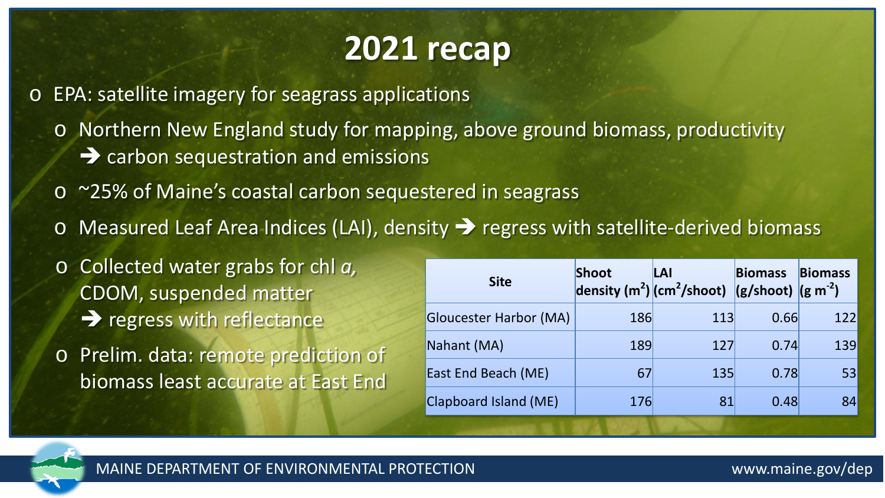# 2021 recap

- EPA: satellite imagery for seagrass applications
  - Northern New England study for mapping, above ground biomass, productivity ➔ carbon sequestration and emissions
  - ~25% of Maine's coastal carbon sequestered in seagrass
  - Measured Leaf Area Indices (LAI), density ➔ regress with satellite-derived biomass
  - Collected water grabs for chl *a*, CDOM, suspended matter ➔ regress with reflectance
  - Prelim. data: remote prediction of biomass least accurate at East End

| Site | Shoot density ($m^2$) | LAI ($cm^2$/shoot) | Biomass (g/shoot) | Biomass ($g\ m^{-2}$) |
|---|---|---|---|---|
| Gloucester Harbor (MA) | 186 | 113 | 0.66 | 122 |
| Nahant (MA) | 189 | 127 | 0.74 | 139 |
| East End Beach (ME) | 67 | 135 | 0.78 | 53 |
| Clapboard Island (ME) | 176 | 81 | 0.48 | 84 |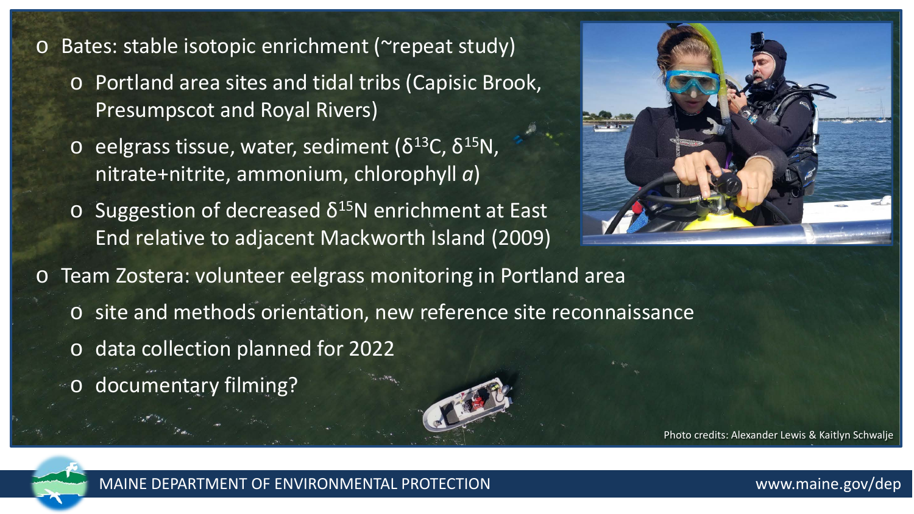- Bates: stable isotopic enrichment (~repeat study)
  - Portland area sites and tidal tribs (Capisic Brook, Presumpscot and Royal Rivers)
  - eelgrass tissue, water, sediment ($\delta^{13}C$, $\delta^{15}N$, nitrate+nitrite, ammonium, chlorophyll *a*)
  - Suggestion of decreased $\delta^{15}N$ enrichment at East End relative to adjacent Mackworth Island (2009)
- Team Zostera: volunteer eelgrass monitoring in Portland area
  - site and methods orientation, new reference site reconnaissance
  - data collection planned for 2022
  - documentary filming?

Photo credits: Alexander Lewis & Kaitlyn Schwalje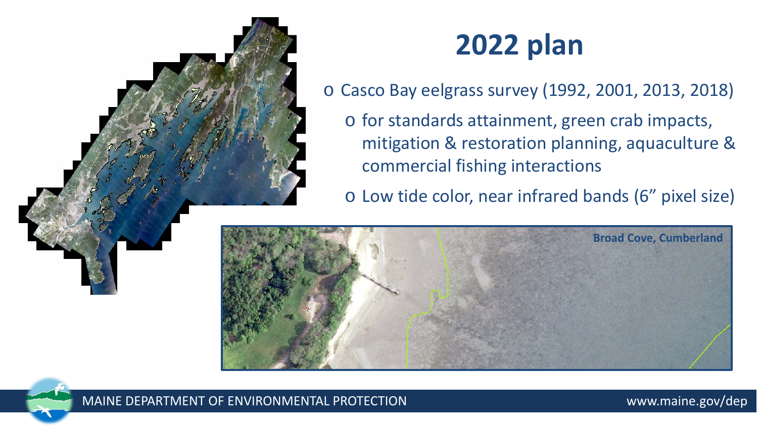# 2022 plan

- Casco Bay eelgrass survey (1992, 2001, 2013, 2018)
  - for standards attainment, green crab impacts, mitigation & restoration planning, aquaculture & commercial fishing interactions
  - Low tide color, near infrared bands (6” pixel size)

Broad Cove, Cumberland